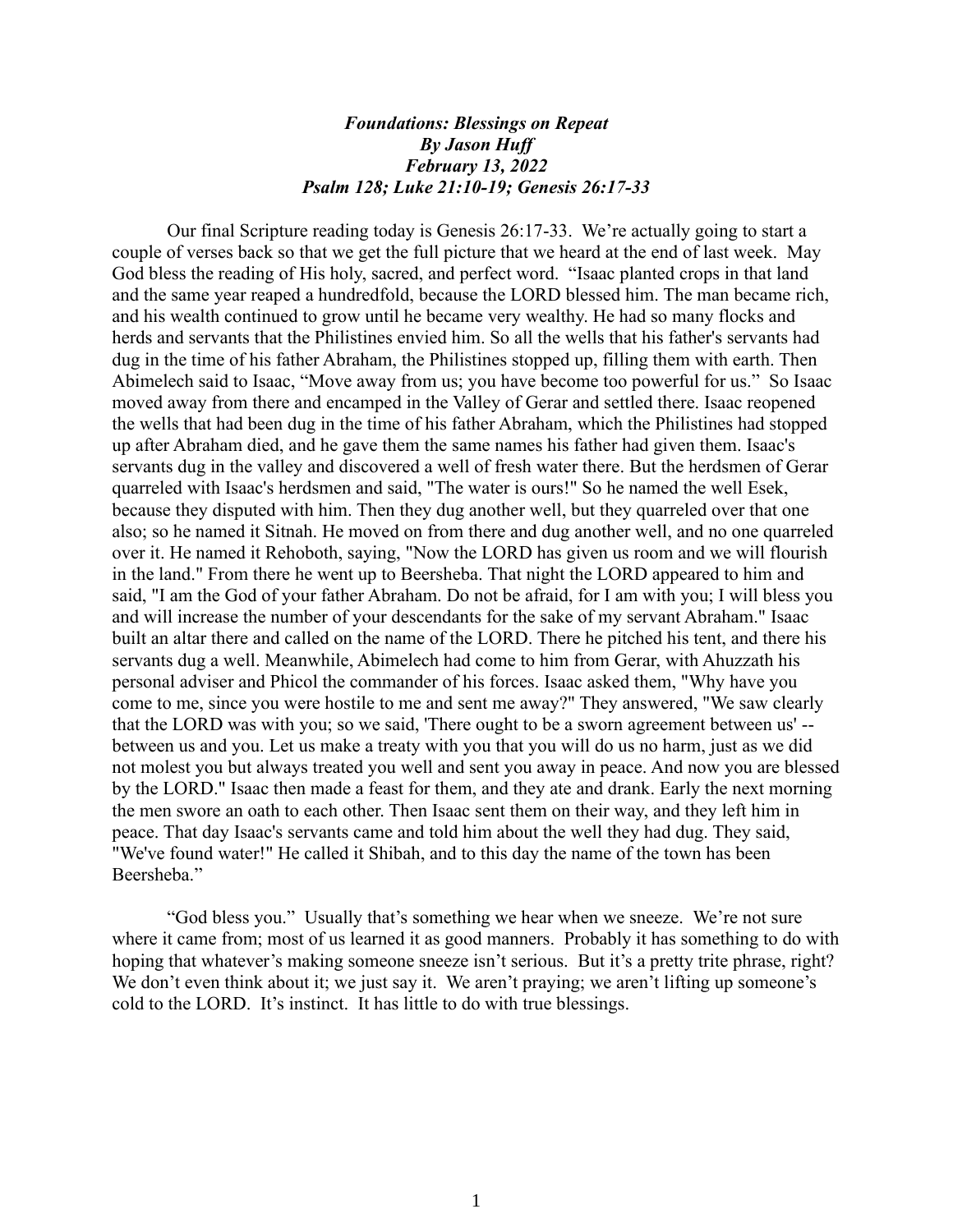***Foundations: Blessings on Repeat***
***By Jason Huff***
***February 13, 2022***
***Psalm 128; Luke 21:10-19; Genesis 26:17-33***

Our final Scripture reading today is Genesis 26:17-33. We're actually going to start a couple of verses back so that we get the full picture that we heard at the end of last week. May God bless the reading of His holy, sacred, and perfect word. "Isaac planted crops in that land and the same year reaped a hundredfold, because the LORD blessed him. The man became rich, and his wealth continued to grow until he became very wealthy. He had so many flocks and herds and servants that the Philistines envied him. So all the wells that his father's servants had dug in the time of his father Abraham, the Philistines stopped up, filling them with earth. Then Abimelech said to Isaac, "Move away from us; you have become too powerful for us." So Isaac moved away from there and encamped in the Valley of Gerar and settled there. Isaac reopened the wells that had been dug in the time of his father Abraham, which the Philistines had stopped up after Abraham died, and he gave them the same names his father had given them. Isaac's servants dug in the valley and discovered a well of fresh water there. But the herdsmen of Gerar quarreled with Isaac's herdsmen and said, "The water is ours!" So he named the well Esek, because they disputed with him. Then they dug another well, but they quarreled over that one also; so he named it Sitnah. He moved on from there and dug another well, and no one quarreled over it. He named it Rehoboth, saying, "Now the LORD has given us room and we will flourish in the land." From there he went up to Beersheba. That night the LORD appeared to him and said, "I am the God of your father Abraham. Do not be afraid, for I am with you; I will bless you and will increase the number of your descendants for the sake of my servant Abraham." Isaac built an altar there and called on the name of the LORD. There he pitched his tent, and there his servants dug a well. Meanwhile, Abimelech had come to him from Gerar, with Ahuzzath his personal adviser and Phicol the commander of his forces. Isaac asked them, "Why have you come to me, since you were hostile to me and sent me away?" They answered, "We saw clearly that the LORD was with you; so we said, 'There ought to be a sworn agreement between us' -- between us and you. Let us make a treaty with you that you will do us no harm, just as we did not molest you but always treated you well and sent you away in peace. And now you are blessed by the LORD." Isaac then made a feast for them, and they ate and drank. Early the next morning the men swore an oath to each other. Then Isaac sent them on their way, and they left him in peace. That day Isaac's servants came and told him about the well they had dug. They said, "We've found water!" He called it Shibah, and to this day the name of the town has been Beersheba."

"God bless you." Usually that's something we hear when we sneeze. We're not sure where it came from; most of us learned it as good manners. Probably it has something to do with hoping that whatever's making someone sneeze isn't serious. But it's a pretty trite phrase, right? We don't even think about it; we just say it. We aren't praying; we aren't lifting up someone's cold to the LORD. It's instinct. It has little to do with true blessings.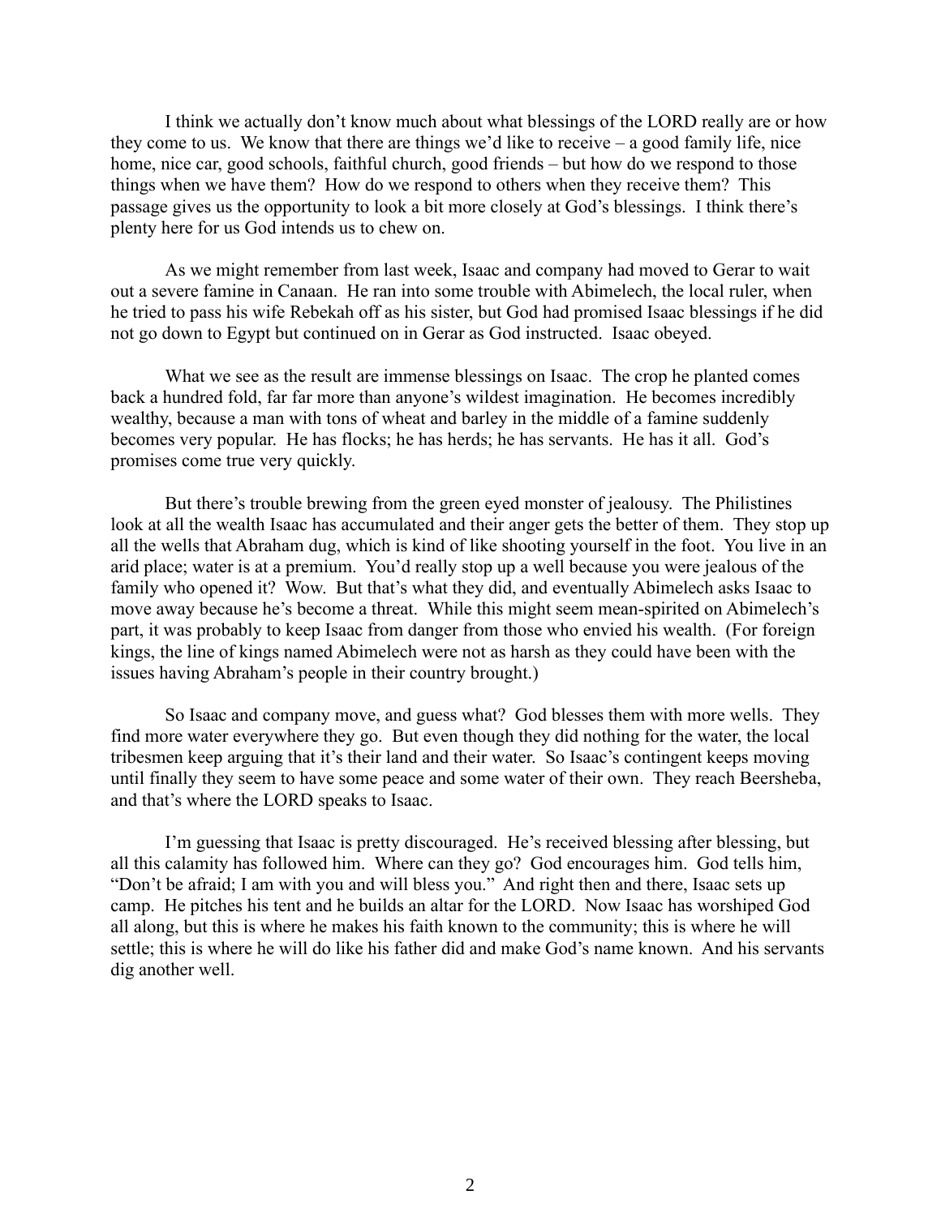I think we actually don't know much about what blessings of the LORD really are or how they come to us. We know that there are things we'd like to receive – a good family life, nice home, nice car, good schools, faithful church, good friends – but how do we respond to those things when we have them? How do we respond to others when they receive them? This passage gives us the opportunity to look a bit more closely at God's blessings. I think there's plenty here for us God intends us to chew on.

As we might remember from last week, Isaac and company had moved to Gerar to wait out a severe famine in Canaan. He ran into some trouble with Abimelech, the local ruler, when he tried to pass his wife Rebekah off as his sister, but God had promised Isaac blessings if he did not go down to Egypt but continued on in Gerar as God instructed. Isaac obeyed.

What we see as the result are immense blessings on Isaac. The crop he planted comes back a hundred fold, far far more than anyone's wildest imagination. He becomes incredibly wealthy, because a man with tons of wheat and barley in the middle of a famine suddenly becomes very popular. He has flocks; he has herds; he has servants. He has it all. God's promises come true very quickly.

But there's trouble brewing from the green eyed monster of jealousy. The Philistines look at all the wealth Isaac has accumulated and their anger gets the better of them. They stop up all the wells that Abraham dug, which is kind of like shooting yourself in the foot. You live in an arid place; water is at a premium. You'd really stop up a well because you were jealous of the family who opened it? Wow. But that's what they did, and eventually Abimelech asks Isaac to move away because he's become a threat. While this might seem mean-spirited on Abimelech's part, it was probably to keep Isaac from danger from those who envied his wealth. (For foreign kings, the line of kings named Abimelech were not as harsh as they could have been with the issues having Abraham's people in their country brought.)

So Isaac and company move, and guess what? God blesses them with more wells. They find more water everywhere they go. But even though they did nothing for the water, the local tribesmen keep arguing that it's their land and their water. So Isaac's contingent keeps moving until finally they seem to have some peace and some water of their own. They reach Beersheba, and that's where the LORD speaks to Isaac.

I'm guessing that Isaac is pretty discouraged. He's received blessing after blessing, but all this calamity has followed him. Where can they go? God encourages him. God tells him, "Don't be afraid; I am with you and will bless you." And right then and there, Isaac sets up camp. He pitches his tent and he builds an altar for the LORD. Now Isaac has worshiped God all along, but this is where he makes his faith known to the community; this is where he will settle; this is where he will do like his father did and make God's name known. And his servants dig another well.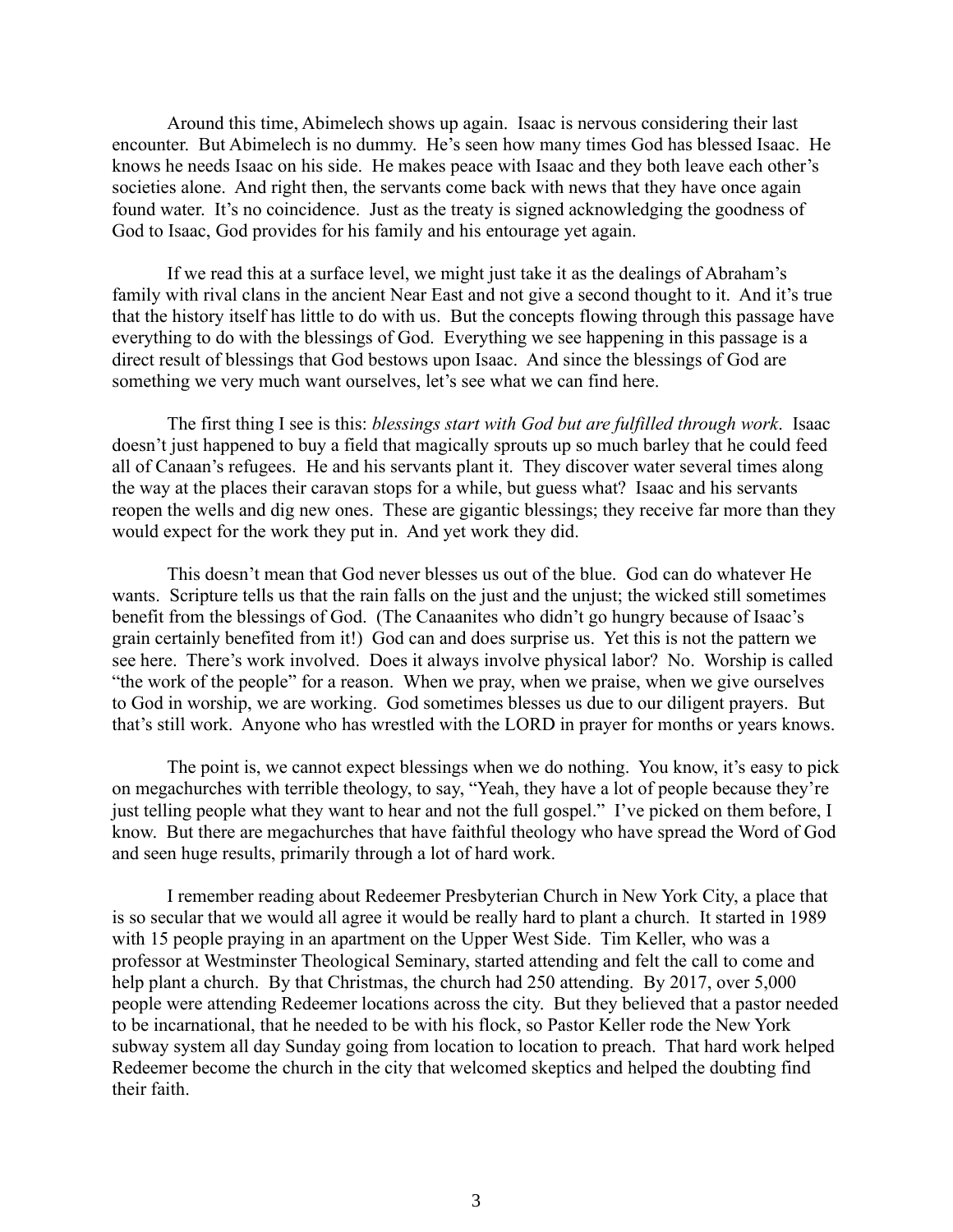Around this time, Abimelech shows up again. Isaac is nervous considering their last encounter. But Abimelech is no dummy. He's seen how many times God has blessed Isaac. He knows he needs Isaac on his side. He makes peace with Isaac and they both leave each other's societies alone. And right then, the servants come back with news that they have once again found water. It's no coincidence. Just as the treaty is signed acknowledging the goodness of God to Isaac, God provides for his family and his entourage yet again.

If we read this at a surface level, we might just take it as the dealings of Abraham's family with rival clans in the ancient Near East and not give a second thought to it. And it's true that the history itself has little to do with us. But the concepts flowing through this passage have everything to do with the blessings of God. Everything we see happening in this passage is a direct result of blessings that God bestows upon Isaac. And since the blessings of God are something we very much want ourselves, let's see what we can find here.

The first thing I see is this: *blessings start with God but are fulfilled through work*. Isaac doesn't just happened to buy a field that magically sprouts up so much barley that he could feed all of Canaan's refugees. He and his servants plant it. They discover water several times along the way at the places their caravan stops for a while, but guess what? Isaac and his servants reopen the wells and dig new ones. These are gigantic blessings; they receive far more than they would expect for the work they put in. And yet work they did.

This doesn't mean that God never blesses us out of the blue. God can do whatever He wants. Scripture tells us that the rain falls on the just and the unjust; the wicked still sometimes benefit from the blessings of God. (The Canaanites who didn't go hungry because of Isaac's grain certainly benefited from it!) God can and does surprise us. Yet this is not the pattern we see here. There's work involved. Does it always involve physical labor? No. Worship is called "the work of the people" for a reason. When we pray, when we praise, when we give ourselves to God in worship, we are working. God sometimes blesses us due to our diligent prayers. But that's still work. Anyone who has wrestled with the LORD in prayer for months or years knows.

The point is, we cannot expect blessings when we do nothing. You know, it's easy to pick on megachurches with terrible theology, to say, "Yeah, they have a lot of people because they're just telling people what they want to hear and not the full gospel." I've picked on them before, I know. But there are megachurches that have faithful theology who have spread the Word of God and seen huge results, primarily through a lot of hard work.

I remember reading about Redeemer Presbyterian Church in New York City, a place that is so secular that we would all agree it would be really hard to plant a church. It started in 1989 with 15 people praying in an apartment on the Upper West Side. Tim Keller, who was a professor at Westminster Theological Seminary, started attending and felt the call to come and help plant a church. By that Christmas, the church had 250 attending. By 2017, over 5,000 people were attending Redeemer locations across the city. But they believed that a pastor needed to be incarnational, that he needed to be with his flock, so Pastor Keller rode the New York subway system all day Sunday going from location to location to preach. That hard work helped Redeemer become the church in the city that welcomed skeptics and helped the doubting find their faith.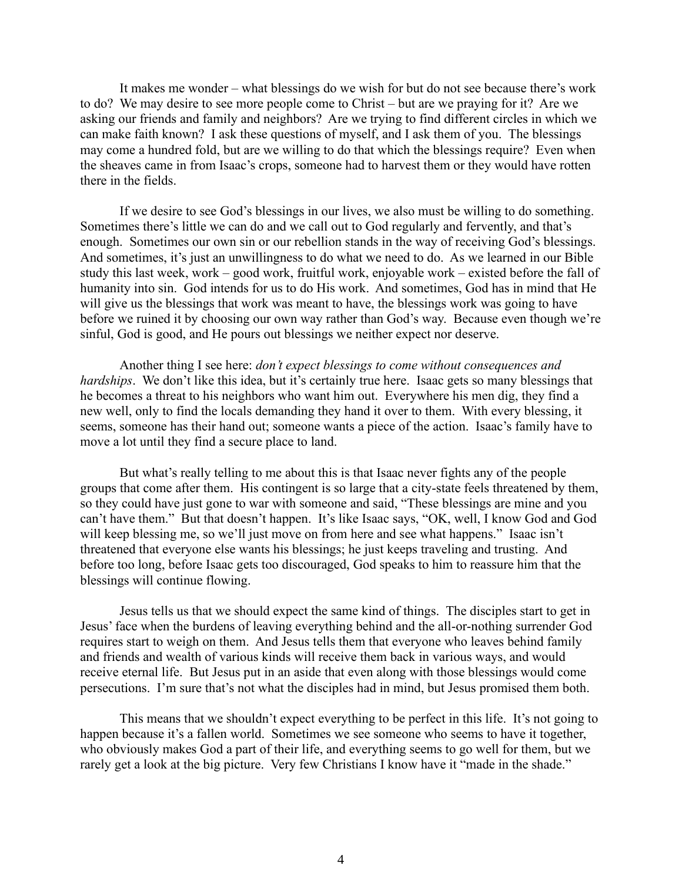It makes me wonder – what blessings do we wish for but do not see because there's work to do? We may desire to see more people come to Christ – but are we praying for it? Are we asking our friends and family and neighbors? Are we trying to find different circles in which we can make faith known? I ask these questions of myself, and I ask them of you. The blessings may come a hundred fold, but are we willing to do that which the blessings require? Even when the sheaves came in from Isaac's crops, someone had to harvest them or they would have rotten there in the fields.

If we desire to see God's blessings in our lives, we also must be willing to do something. Sometimes there's little we can do and we call out to God regularly and fervently, and that's enough. Sometimes our own sin or our rebellion stands in the way of receiving God's blessings. And sometimes, it's just an unwillingness to do what we need to do. As we learned in our Bible study this last week, work – good work, fruitful work, enjoyable work – existed before the fall of humanity into sin. God intends for us to do His work. And sometimes, God has in mind that He will give us the blessings that work was meant to have, the blessings work was going to have before we ruined it by choosing our own way rather than God's way. Because even though we're sinful, God is good, and He pours out blessings we neither expect nor deserve.

Another thing I see here: *don't expect blessings to come without consequences and hardships*. We don't like this idea, but it's certainly true here. Isaac gets so many blessings that he becomes a threat to his neighbors who want him out. Everywhere his men dig, they find a new well, only to find the locals demanding they hand it over to them. With every blessing, it seems, someone has their hand out; someone wants a piece of the action. Isaac's family have to move a lot until they find a secure place to land.

But what's really telling to me about this is that Isaac never fights any of the people groups that come after them. His contingent is so large that a city-state feels threatened by them, so they could have just gone to war with someone and said, "These blessings are mine and you can't have them." But that doesn't happen. It's like Isaac says, "OK, well, I know God and God will keep blessing me, so we'll just move on from here and see what happens." Isaac isn't threatened that everyone else wants his blessings; he just keeps traveling and trusting. And before too long, before Isaac gets too discouraged, God speaks to him to reassure him that the blessings will continue flowing.

Jesus tells us that we should expect the same kind of things. The disciples start to get in Jesus' face when the burdens of leaving everything behind and the all-or-nothing surrender God requires start to weigh on them. And Jesus tells them that everyone who leaves behind family and friends and wealth of various kinds will receive them back in various ways, and would receive eternal life. But Jesus put in an aside that even along with those blessings would come persecutions. I'm sure that's not what the disciples had in mind, but Jesus promised them both.

This means that we shouldn't expect everything to be perfect in this life. It's not going to happen because it's a fallen world. Sometimes we see someone who seems to have it together, who obviously makes God a part of their life, and everything seems to go well for them, but we rarely get a look at the big picture. Very few Christians I know have it "made in the shade."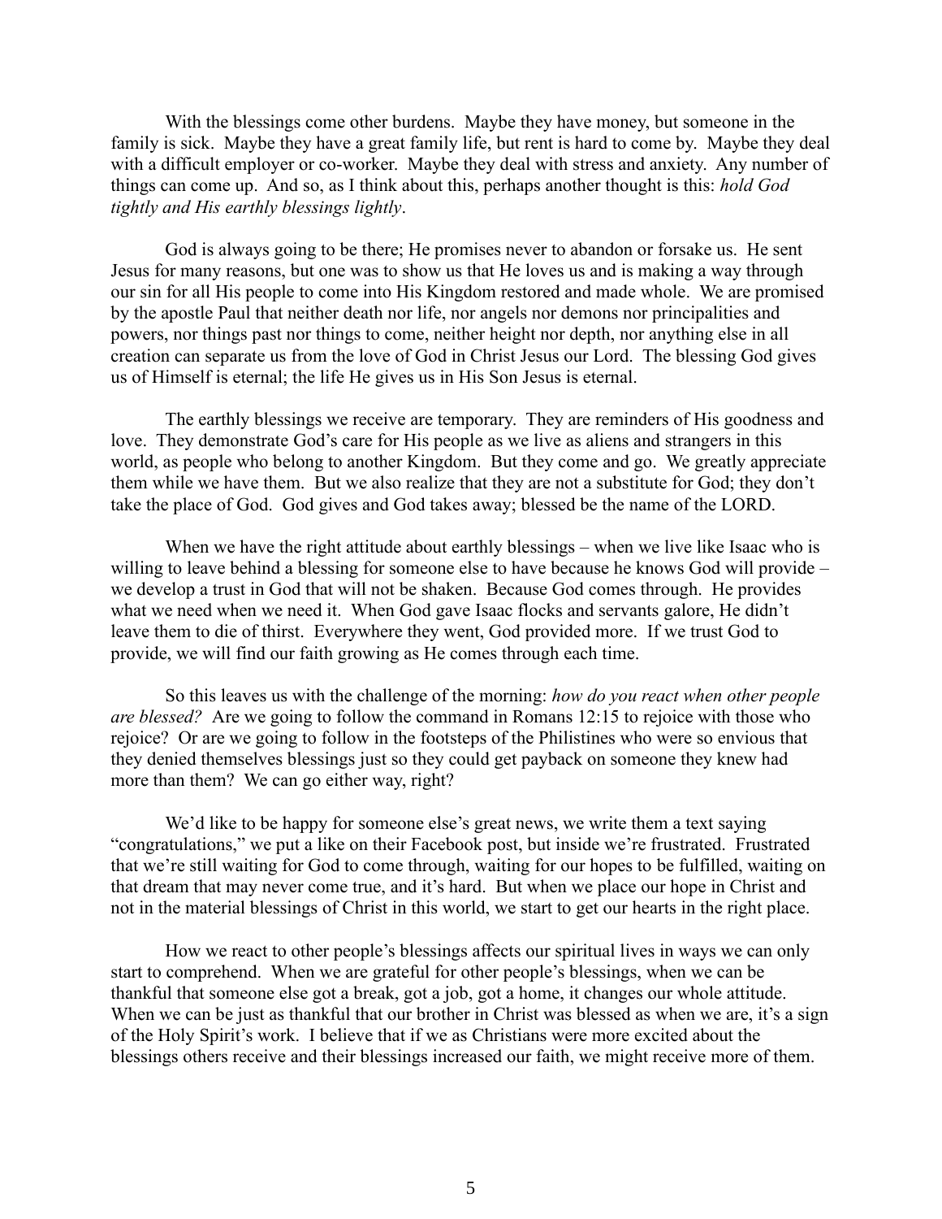With the blessings come other burdens. Maybe they have money, but someone in the family is sick. Maybe they have a great family life, but rent is hard to come by. Maybe they deal with a difficult employer or co-worker. Maybe they deal with stress and anxiety. Any number of things can come up. And so, as I think about this, perhaps another thought is this: *hold God tightly and His earthly blessings lightly*.

God is always going to be there; He promises never to abandon or forsake us. He sent Jesus for many reasons, but one was to show us that He loves us and is making a way through our sin for all His people to come into His Kingdom restored and made whole. We are promised by the apostle Paul that neither death nor life, nor angels nor demons nor principalities and powers, nor things past nor things to come, neither height nor depth, nor anything else in all creation can separate us from the love of God in Christ Jesus our Lord. The blessing God gives us of Himself is eternal; the life He gives us in His Son Jesus is eternal.

The earthly blessings we receive are temporary. They are reminders of His goodness and love. They demonstrate God's care for His people as we live as aliens and strangers in this world, as people who belong to another Kingdom. But they come and go. We greatly appreciate them while we have them. But we also realize that they are not a substitute for God; they don't take the place of God. God gives and God takes away; blessed be the name of the LORD.

When we have the right attitude about earthly blessings – when we live like Isaac who is willing to leave behind a blessing for someone else to have because he knows God will provide – we develop a trust in God that will not be shaken. Because God comes through. He provides what we need when we need it. When God gave Isaac flocks and servants galore, He didn't leave them to die of thirst. Everywhere they went, God provided more. If we trust God to provide, we will find our faith growing as He comes through each time.

So this leaves us with the challenge of the morning: *how do you react when other people are blessed?* Are we going to follow the command in Romans 12:15 to rejoice with those who rejoice? Or are we going to follow in the footsteps of the Philistines who were so envious that they denied themselves blessings just so they could get payback on someone they knew had more than them? We can go either way, right?

We'd like to be happy for someone else's great news, we write them a text saying "congratulations," we put a like on their Facebook post, but inside we're frustrated. Frustrated that we're still waiting for God to come through, waiting for our hopes to be fulfilled, waiting on that dream that may never come true, and it's hard. But when we place our hope in Christ and not in the material blessings of Christ in this world, we start to get our hearts in the right place.

How we react to other people's blessings affects our spiritual lives in ways we can only start to comprehend. When we are grateful for other people's blessings, when we can be thankful that someone else got a break, got a job, got a home, it changes our whole attitude. When we can be just as thankful that our brother in Christ was blessed as when we are, it's a sign of the Holy Spirit's work. I believe that if we as Christians were more excited about the blessings others receive and their blessings increased our faith, we might receive more of them.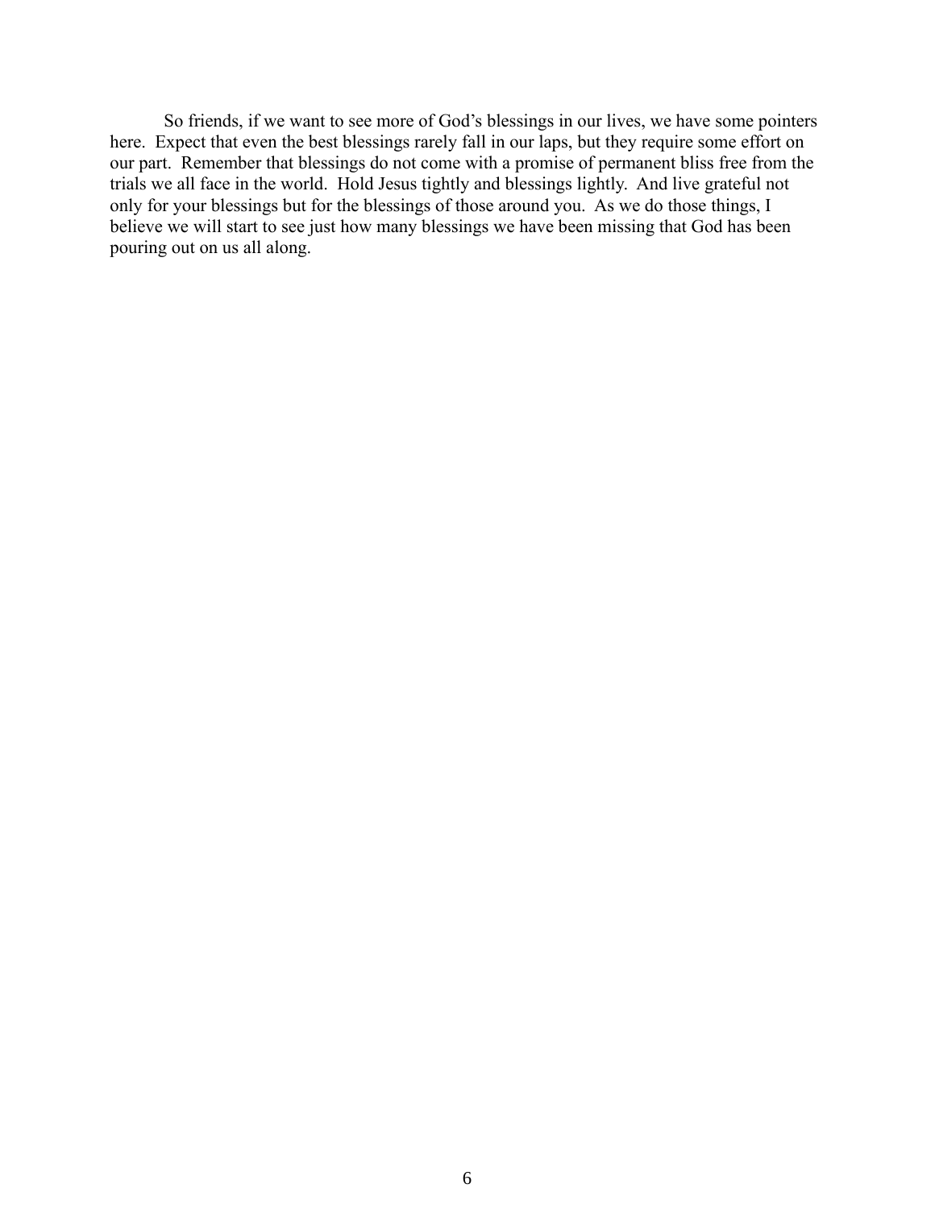So friends, if we want to see more of God's blessings in our lives, we have some pointers here. Expect that even the best blessings rarely fall in our laps, but they require some effort on our part. Remember that blessings do not come with a promise of permanent bliss free from the trials we all face in the world. Hold Jesus tightly and blessings lightly. And live grateful not only for your blessings but for the blessings of those around you. As we do those things, I believe we will start to see just how many blessings we have been missing that God has been pouring out on us all along.